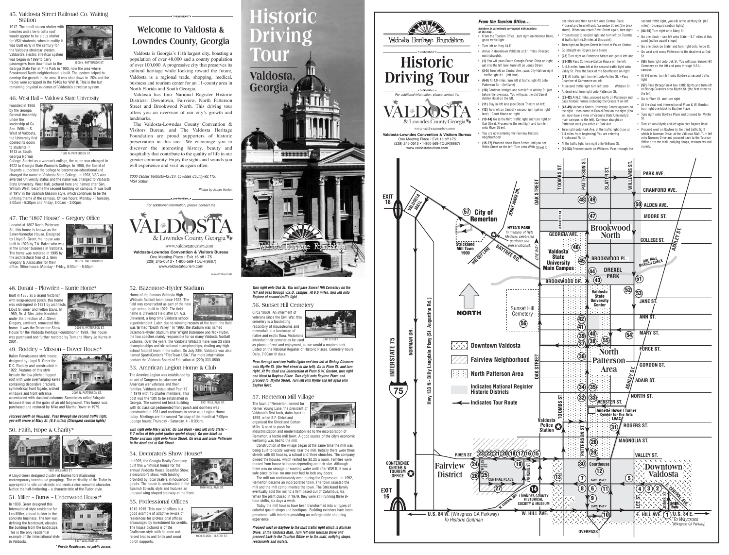## 45. Valdosta Street Railroad Co. Waiting Station

1917. The small stucco shelter with benches and a terra cotta roof would appear to be a bus shelter for VSU students, when in reality it was built early in the century for the Valdosta streetcar system. Valdosta's electric streetcar system was begun in 1899 to carry passengers from downtown to the Georgia State Fair in Pine Park in 1900, now the area where Brookwood North neighborhood is built. The system helped to develop the growth in the area. It was shut down in 1924 and the tracks were scrapped in the 1940s for WW II. This is the last remaining physical evidence of Valdosta's streetcar system.

1500 N. PATTERSON ST.

## 46. West Hall – Valdosta State University

Founded in 1906 by the Georgia General Assembly under the leadership of Ga. Sen. William S. West of Valdosta, the University first opened its doors to students in 1913 as South Georgia Normal College. Started as a woman's college, the name was changed in 1922 to Georgia State Woman's College. In 1950, the Board of Regents authorized the college to become co-educational and changed the name to Valdosta State College. In 1993, VSC was awarded University status and the name was changed to Valdosta State University. West Hall, pictured here and named after Sen. William West, became the second building on campus. It was built in 1917 in the Spanish Mission style, which continues to be the unifying theme of the campus. Offices hours: Monday - Thursday, 8:00am - 5:30pm and Friday, 8:00am - 3:00pm.

1500 N. PATTERSON ST.

## 47. The "1807 House" – Gregory Office

Located at 1807 North Patterson St., this house is known as the Baker-Varnedoe House. Designed by Lloyd B. Greer, the house was built in 1923 by T.A. Baker who was in the lumber business in Valdosta. The home was restored in 1995 by the architectural firm of J. Glen Gregory & Associates for their office. Office hours: Monday - Friday, 8:00am - 5:00pm.

1807 N. PATTERSON ST.

## 48. Durant – Plowden – Kurrie Home*

Built in 1885 as a Grand Victorian with wrap-around porch, this home was redesigned in 1931 by architects Lloyd B. Greer and Felton Davis. In 1989, Dr. & Mrs. John Kendrick, under the direction of J. Glenn Gregory, architect, renovated this home. It was the Decorator Show House for the Valdosta Heritage Foundation in 1989. This house was purchased and further restored by Tom and Merry Jo Kurrie in 2001.

2006 N. PATTERSON ST.

## 49. Roddey – Mixson – Dover House*

Italian Renaissance style house designed by Lloyd B. Greer for D.C. Roddey and constructed in 1922. Features of this style include the low-pitched hipped roof with wide overhanging eaves containing decorative brackets, symmetrical front façade, arched windows and front entrance accentuated with classical columns. Sometimes called Fairgate because it was at the gates of an old fairground. This house was purchased and restored by Mike and Martha Dover in 1979.

2007 N. PATTERSON ST.

***Proceed south on Williams. Pass through the second traffic light, you will arrive at Mary St. (8.6 miles) (Disregard caution lights)***

## 50. Faith, Hope & Charity*

1801 WILLIAMS ST.

A Lloyd Greer designed cluster of homes foreshadowing contemporary townhouse groupings. The verticality of the Tudor is appropriate to site constraints and lends a nice romantic character. Notice the half-timbering – a characteristic of the Tudor style.

## 51. Miller – Burns – Underwood House*

In 1938, Greer designed this International style residence for Leo Miller, a local builder in the concrete business. The low wall, defining the frontcourt, elevates the building from the landscape. This is the only residential example of the International style in Valdosta.

1407 WILLIAMS ST.

*\* Private Residences, no public access.*

## Welcome to Valdosta & Lowndes County, Georgia

Valdosta is Georgia's 11th largest city, boasting a population of over 48,000 and a county population of over 100,000. A progressive city that preserves its cultural heritage while looking toward the future, Valdosta is a regional trade, shopping, medical, business and tourism center for an 11-county area in North Florida and South Georgia.

Valdosta has four National Register Historic Districts: Downtown, Fairview, North Patterson Street and Brookwood North. This driving tour offers you an overview of our city's growth and landmarks.

The Valdosta-Lowndes County Convention & Visitors Bureau and The Valdosta Heritage Foundation are proud supporters of historic preservation in this area. We encourage you to discover the interesting history, beauty and hospitality that contribute to the quality of life in our greater community. Enjoy the sights and sounds you will experience and visit us again often.

*2000 Census Valdosta-43,724. Lowndes County-92,115. MSA Status.*

*Photos by James Horton*

*For additional information, please contact the*

VALDOSTA & Lowndes County Georgia

www.valdostatourism.com

**Valdosta-Lowndes Convention & Visitors Bureau**
One Meeting Place • Exit 16 off I-75
(229) 245-0513 • 1-800-569-TOUR(8687)
www.valdostatourism.com

Colson Printing 31985

# Historic Driving Tour

## Valdosta, Georgia

Valdosta Heritage Foundation

## 52. Bazemore–Hyder Stadium

Home of the famous Valdosta High Wildcats football team since 1923. The field was constructed as part of the new high school built in 1922. The field name is Cleveland Field after Dr. A.G. Cleveland, a long time Valdosta school superintendent. Later, due to winning records of the team, the field was termed "Death Valley." In 1996, the stadium was named Bazemore-Hyder Stadium after Wright Bazemore and Nick Hyder, the two coaches mainly responsible for so many Valdosta football victories. Over the years, the Valdosta Wildcats have won 23 state championships and six national championships, rivaling any high school football team in the nation. On July 28th, Valdosta was also named SportsCenter's "TitleTown USA." For more information contact the Valdosta Board of Education at (229) 333-8500.

## 53. American Legion Home & Club

The America Legion was established by an act of Congress to take care of American war veterans and their families. Valdosta established Post 13 in 1919 with 15 charter members. This post was the 13th to be established in Georgia. The current red brick building with its classical pedimented front porch and dormers was constructed in 1931 and continues to serve as a Legion Home today. Meetings are the second Tuesday of the month at 7:00pm Lounge hours: Thursday - Saturday, 4 - 8:00pm.

1301 WILLIAMS ST.

***Turn right onto Mary Street. Go one block - turn left onto Slater - 8.7 miles at this point (notice quaint shops). Go one block on Slater and turn right onto Force St. Go west and cross Patterson to the dead end at Oak Street.***

## 54. Decorators Show House*

In 1925, the Georgia Realty Company built this whimsical house for the annual Valdosta House Beautiful Show, a decorator's show, with funding provided by local dealers in household goods. The house is constructed in the Spanish Eclectic style and features an unusual wing shaped stairway at the front.

1016 WILLIAMS ST.

## 55. Professional Offices

1910-1915. This row of offices is a good example of adaptive re-use of residences for professional offices encouraged by investment tax credits. The house pictured is of the Craftsman style with its knee and raised braces and brick and wood porch supports.

1000 BLOCK - SLATER ST.

***Turn right onto Oak St. You will pass Sunset Hill Cemetery on the left and pass through V.S.U. campus. At 9.6 miles, turn left onto Baytree at second traffic light***

## 56. Sunset Hill Cemetery

Circa 1860s. An internment of veterans since the Civil War, this cemetery is a fascinating repository of mausoleums and memorials in a landscape of native and exotic flora. Victorians intended their cemeteries be used as places of rest and enjoyment, as we would a modern park. Listed on the National Register of Historic Places. Cemetery hours: Daily, 7:00am til dusk.

OAK STREET

***Pass through next two traffic lights and turn left at Bishop Cleaners onto Myrtle St. (the first street to the left). Go to Plum St. and turn right. At the dead end intersection of Plum & W. Gordon, turn right one block to Baytree Place. Turn right onto Baytree Place and proceed to Myrtle Street. Turn left onto Myrtle and left again onto Baytree Road.***

## 57. Remerton Mill Village

The town of Remerton, named for Remer Young Lane, the president of Valdosta's first bank, dates back to 1899, when B.F. Strickland organized the Strickland Cotton Mills. A need to push for industrialization and modernization led to the incorporation of Remerton, a textile mill town. A good source of the city's economic wellbeing was tied to the mill.

Construction of the village began at the same time the mill was being built to locate workers near the mill. Initially there were three streets with 65 houses, a school and three churches. The company owned the houses, which rented for $0.25 a room. Families were moved from house to house depending on their size. Although there was no sewage or running water until after WW II, it was a safe place to live- no one ever had to lock any doors.

The mill ran continuously even during the Depression. In 1952, Remerton became an incorporated town. The town assisted the mill and the mill complimented the town. The Strickland family eventually sold the mill to a firm based out of Columbus, Ga. When the plant closed in 1979, they were still running three 8-hour shifts, six days a week.

Today the mill houses have been transformed into all types of colorful quaint shops and boutiques. Building exteriors have been preserved, with interiors providing an unforgettable shopping experience.

***Proceed west on Baytree to the third traffic light which is Norman Drive, at the Valdosta Mall. Turn left onto Norman Drive and proceed back to the Tourism Office or to the mall, outlying shops, restaurants and motels.***

Valdosta Heritage Foundation

# Historic Driving Tour

*For additional information, please contact the*

VALDOSTA & Lowndes County Georgia

www.valdostatourism.com

**Valdosta-Lowndes Convention & Visitors Bureau**
One Meeting Place • Exit 16 off I-75
(229) 245-0513 • 1-800-569-TOUR(8687)
www.valdostatourism.com

### *From the Tourism Office...*

*Numbers in parenthesis correspond with numbers on the map...*

- From the Tourism Office...turn right on Norman Drive, go to traffic light
- Turn left on Hwy 84 E
- Arrive in downtown Valdosta at 3.1 miles. Proceed east (straight).
- **(1)** You will pass South Georgia Pecan Shop on right; get into the left lane, turn left on Jones Street.
- **(2-5)** Turn left on Central Ave., pass City Hall on right - traffic light #1 - (left lane).
- **(6-9)** At 4.0 miles, turn left at traffic light #3 onto Patterson St. - (left lane)
- **(10)** Continue straight and turn left to Ashley St. just before the overpass. You will pass the old Daniel Ashley Hotel on the left.
- **(11)** Stay in left lane (see Dosta Theatre on left)
- **(12)** Turn left on Central - second light (get in right lane) - Court House on right
- **(13-14)** Go to the third traffic light and turn right on Oak Street. Proceed to the next light and turn left onto River Street.
- You are now entering the Fairview Historic neighborhood
- **(15-27)** Proceed down River Street until you see Wells Street on the left. Turn onto Wells Street for one block and then turn left onto Central Place. Proceed and turn left onto Varnedoe Street (the brick street). When you reach River Street again, turn right.
- Proceed east to second light and turn left on Toombs at traffic light (5.0 miles at this point)
- Turn right on Rogers Street in front of Police Station.
- Go straight on Rogers (one block)
- **(28)** Turn right on Patterson Street and get in left lane
- **(29-30)** Pass Converse-Dalton House on the left.
- At 5.5 miles, turn left at the second traffic light onto Valley St. Pass the back of the Courthouse on right.
- **(31)** At traffic light turn left onto Ashley St. - Pass Chamber of Commerce on left.
- At second traffic light turn left onto Webster St.
- At dead end, turn right onto Patterson St.
- **(32-42)** At 6.2 miles, proceed north on Patterson and pass historic homes including the Crescent on left
- **(43-49)** Valdosta State's University Center appears on the right - then come to Drexel Park on the right (You will now have a view of Valdosta State University's main campus to the left). Continue straight on Patterson until you arrive at Park Ave.
- Turn right onto Park Ave. at the traffic light (now at 7.4 miles from beginning) You are entering Brookwood North.
- At the traffic light, turn right onto Williams St.
- **(50-53)** Proceed south on Williams. Pass through the second traffic light, you will arrive at Mary St. (8.6 miles) (Disregard caution lights)
- **(54-55)** Turn right onto Mary St.
- Go one block - turn left onto Slater - 8.7 miles at this point (notice quaint shops)
- Go one block on Slater and turn right onto Force St.
- Go west and cross Patterson to the dead end at Oak St.
- **(56)** Turn right onto Oak St. You will pass Sunset Hill Cemetery on the left and pass through V.S.U. campus.
- At 9.6 miles, turn left onto Baytree at second traffic light
- **(57)** Pass through next two traffic lights and turn left at Bishop Cleaners onto Myrtle St. (the first street to the left)
- Go to Plum St. and turn right
- At the dead end intersection of Plum & W. Gordon, turn right one block to Baytree Place
- Turn right onto Baytree Place and proceed to Myrtle St.
- Turn left onto Myrtle and left again onto Baytree Road.
- Proceed west on Baytree to the third traffic light which is Norman Drive, at the Valdosta Mall. Turn left onto Norman Drive and proceed back to the Tourism Office or to the mall, outlying shops, restaurants and motels.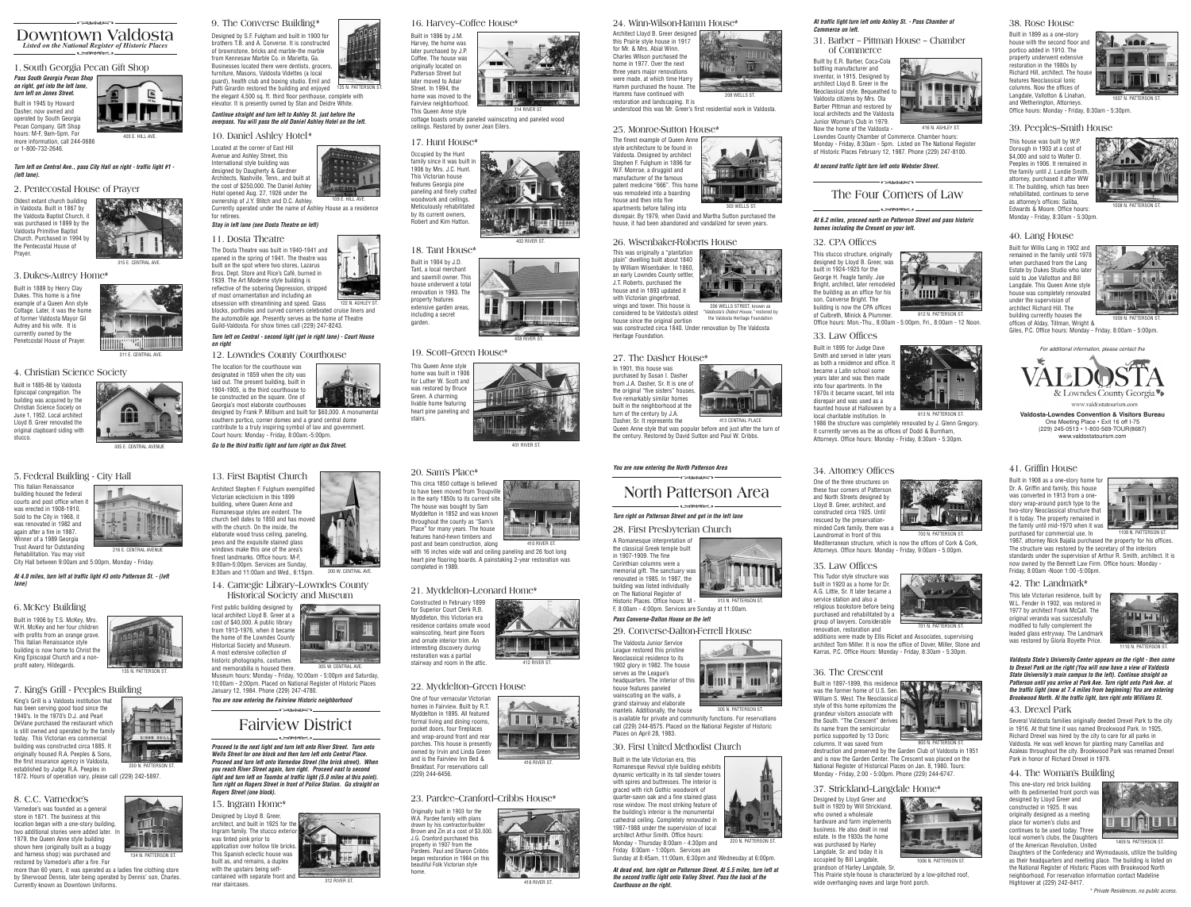# Downtown Valdosta

*Listed on the National Register of Historic Places*

## 1. South Georgia Pecan Gift Shop

***Pass South Georgia Pecan Shop on right, get into the left lane, turn left on Jones Street.***

Built in 1945 by Howard Dasher, now owned and operated by South Georgia Pecan Company. Gift Shop hours: M-F, 9am-5pm. For more information, call 244-0686 or 1-800-732-2646.

403 E. HILL AVE.

***Turn left on Central Ave., pass City Hall on right - traffic light #1 - (left lane).***

## 2. Pentecostal House of Prayer

Oldest extant church building in Valdosta. Built in 1867 by the Valdosta Baptist Church, it was purchased in 1899 by the Valdosta Primitive Baptist Church. Purchased in 1994 by the Pentecostal House of Prayer.

315 E. CENTRAL AVE.

## 3. Dukes-Autrey Home*

Built in 1889 by Henry Clay Dukes. This home is a fine example of a Queen Ann style Cottage. Later, it was the home of former Valdosta Mayor Gil Autrey and his wife. It is currently owned by the Pentecostal House of Prayer.

311 E. CENTRAL AVE.

## 4. Christian Science Society

Built in 1885-86 by Valdosta Episcopal congregation. The building was acquired by the Christian Science Society on June 1, 1952. Local architect Lloyd B. Greer renovated the original clapboard siding with stucco.

305 E. CENTRAL AVENUE

## 5. Federal Building - City Hall

This Italian Renaissance building housed the federal courts and post office when it was erected in 1908-1910. Sold to the City in 1968, it was renovated in 1982 and again after a fire in 1987. Winner of a 1989 Georgia Trust Award for Outstanding Rehabilitation. You may visit City Hall between 9:00am and 5:00pm, Monday - Friday.

216 E. CENTRAL AVENUE

***At 4.0 miles, turn left at traffic light #3 onto Patterson St. - (left lane)***

## 6. McKey Building

Built in 1906 by T.S. McKey, Mrs. W.H. McKey and her four children with profits from an orange grove. This Italian Renaissance style building is now home to Christ the King Episcopal Church and a non-profit eatery, Hildegards.

135 N. PATTERSON ST.

## 7. King's Grill - Peeples Building

King's Grill is a Valdosta institution that has been serving good food since the 1940's. In the 1970's D.J. and Pearl DeVane purchased the restaurant which is still owned and operated by the family today. This Victorian era commercial building was constructed circa 1885. It originally housed R.A. Peeples & Sons, the first insurance agency in Valdosta, established by Judge R.A. Peeples in 1872. Hours of operation vary, please call (229) 242-5897.

200 N. PATTERSON ST.

## 8. C.C. Varnedoe's

Varnedoe's was founded as a general store in 1871. The business at this location began with a one-story building, two additional stories were added later. In 1979, the Queen Anne style building shown here (originally built as a buggy and harness shop) was purchased and restored by Varnedoe's after a fire. For more than 60 years, it was operated as a ladies fine clothing store by Sherwood Dennis, later being operated by Dennis' son, Charles. Currently known as Downtown Uniforms.

134 N. PATTERSON ST.

## 9. The Converse Building*

Designed by S.F. Fulgham and built in 1900 for brothers T.B. and A. Converse. It is constructed of brownstone, bricks and marble-the marble from Kennesaw Marble Co. in Marietta, Ga. Businesses located there were dentists, grocers, furniture, Masons, Valdosta Videttes (a local guard), health club and boxing studio. Emil and Patti Girardin restored the building and enjoyed the elegant 4,500 sq. ft. third floor penthouse, complete with elevator. It is presently owned by Stan and Deidre White.

125 N. PATTERSON ST.

***Continue straight and turn left to Ashley St. just before the overpass. You will pass the old Daniel Ashley Hotel on the left.***

## 10. Daniel Ashley Hotel*

Located at the corner of East Hill Avenue and Ashley Street, this International style building was designed by Daugherty & Gardner Architects, Nashville, Tenn., and built at the cost of $250,000. The Daniel Ashley Hotel opened Aug. 27, 1926 under the ownership of J.Y. Blitch and D.C. Ashley. Currently operated under the name of Ashley House as a residence for retirees.

109 E. HILL AVE.

***Stay in left lane (see Dosta Theatre on left)***

## 11. Dosta Theatre

The Dosta Theatre was built in 1940-1941 and opened in the spring of 1941. The theatre was built on the spot where two stores, Lazarus Bros. Dept. Store and Rice's Café, burned in 1939. The Art Moderne style building is reflective of the sobering Depression, stripped of most ornamentation and including an obsession with streamlining and speed. Glass blocks, portholes and curved corners celebrated cruise liners and the automobile age. Presently serves as the home of Theatre Guild-Valdosta. For show times call (229) 247-8243.

122 N. ASHLEY ST.

***Turn left on Central - second light (get in right lane) - Court House on right***

## 12. Lowndes County Courthouse

The location for the courthouse was designated in 1859 when the city was laid out. The present building, built in 1904-1905, is the third courthouse to be constructed on the square. One of Georgia's most elaborate courthouses designed by Frank P. Milburn and built for $60,000. A monumental southern portico, corner domes and a grand central dome contribute to a truly inspiring symbol of law and government. Court hours: Monday - Friday, 8:00am.-5:00pm.

***Go to the third traffic light and turn right on Oak Street.***

## 13. First Baptist Church

Architect Stephen F. Fulgham exemplified Victorian eclecticism in this 1899 building, where Queen Anne and Romanesque styles are evident. The church bell dates to 1850 and has moved with the church. On the inside, the elaborate wood truss ceiling, paneling, pews and the exquisite stained glass windows make this one of the area's finest landmarks. Office hours: M-F, 9:00am-5:00pm. Services are Sunday, 8:30am and 11:00am and Wed., 6:15pm.

200 W. CENTRAL AVE.

## 14. Carnegie Library–Lowndes County Historical Society and Museum

First public building designed by local architect Lloyd B. Greer at a cost of $40,000. A public library from 1913-1976, when it became the home of the Lowndes County Historical Society and Museum. A most extensive collection of historic photographs, costumes and memorabilia is housed there. Museum hours: Monday - Friday, 10:00am - 5:00pm and Saturday, 10:00am - 2:00pm. Placed on National Register of Historic Places January 12, 1984. Phone (229) 247-4780.

305 W. CENTRAL AVE.

***You are now entering the Fairview Historic neighborhood***

# Fairview District

***Proceed to the next light and turn left onto River Street. Turn onto Wells Street for one block and then turn left onto Central Place. Proceed and turn left onto Varnedoe Street (the brick street). When you reach River Street again, turn right. Proceed east to second light and turn left on Toombs at traffic light (5.0 miles at this point). Turn right on Rogers Street in front of Police Station. Go straight on Rogers Street (one block).***

## 15. Ingram Home*

Designed by Lloyd B. Greer, architect, and built in 1925 for the Ingram family. The exterior stucco was tinted pink prior to application over hollow tile bricks. This Spanish eclectic house was built as, and remains, a duplex with the upstairs being self-contained with separate front and rear staircases.

312 RIVER ST.

## 16. Harvey-Coffee House*

Built in 1896 by J.M. Harvey. The home was later purchased by J.P. Coffee. The house was originally located on Patterson Street but later moved to Adair Street. In 1994, the home was moved to the Fairview neighborhood. This Queen Anne style cottage boasts ornate paneled wainscoting and paneled wood ceilings. Restored by owner Jean Eilers.

314 RIVER ST.

## 17. Hunt House*

Occupied by the Hunt family since it was built in 1906 by Mrs. J.C. Hunt. This Victorian house features Georgia pine paneling and finely crafted woodwork and ceilings. Meticulously rehabilitated by its current owners, Robert and Kim Hatton.

402 RIVER ST.

## 18. Tant House*

Built in 1904 by J.D. Tant, a local merchant and sawmill owner. This house underwent a total renovation in 1993. The property features extensive garden areas, including a secret garden.

408 RIVER ST.

## 19. Scott-Green House*

This Queen Anne style home was built in 1906 for Luther W. Scott and was restored by Bruce Green. A charming livable home featuring heart pine paneling and stairs.

401 RIVER ST.

## 20. Sam's Place*

This circa 1850 cottage is believed to have been moved from Troupville in the early 1860s to its current site. The house was bought by Sam Myddelton in 1852 and was known throughout the county as "Sam's Place" for many years. The house features hand-hewn timbers and post and beam construction, along with 16 inches wide wall and ceiling paneling and 26 foot long heart pine flooring boards. A painstaking 2-year restoration was completed in 1989.

410 RIVER ST.

## 21. Myddelton-Leonard Home*

Constructed in February 1899 for Superior Court Clerk R.B. Myddleton, this Victorian era residence contains ornate wood wainscoting, heart pine floors and ornate interior trim. An interesting discovery during restoration was a partial stairway and room in the attic.

412 RIVER ST.

## 22. Myddelton-Green House

One of four vernacular Victorian homes in Fairview. Built by R.T. Myddelton in 1895. All featured formal living and dining rooms, pocket doors, four fireplaces and wrap-around front and rear porches. This house is presently owned by Irvin and Linda Green and is the Fairview Inn Bed & Breakfast. For reservations call (229) 244-6456.

416 RIVER ST.

## 23. Pardee–Cranford-Cribbs House*

Originally built in 1903 for the W.A. Pardee family with plans drawn by his contractor/builder Brown and Zin at a cost of $3,000. J.G. Cranford purchased this property in 1907 from the Pardees. Paul and Sharon Cribbs began restoration in 1984 on this beautiful Folk Victorian style home.

418 RIVER ST.

## 24. Winn-Wilson-Hamm House*

Architect Lloyd B. Greer designed this Prairie style house in 1917 for Mr. & Mrs. Abial Winn. Charles Wilson purchased the home in 1977. Over the next three years major renovations were made, at which time Harry Hamm purchased the house. The Hamms have continued with restoration and landscaping. It is understood this was Mr. Greer's first residential work in Valdosta.

208 WELLS ST.

## 25. Monroe-Sutton House*

The finest example of Queen Anne style architecture to be found in Valdosta. Designed by architect Stephen F. Fulgham in 1896 for W.F. Monroe, a druggist and manufacturer of the famous patent medicine "666". This home was remodeled into a boarding house and then into five apartments before falling into disrepair. By 1979, when David and Martha Sutton purchased the house, it had been abandoned and vandalized for seven years.

303 WELLS ST.

## 26. Wisenbaker-Roberts House

This was originally a "plantation plain" dwelling built about 1840 by William Wisenbaker. In 1860, an early Lowndes County settler, J.T. Roberts, purchased the house and in 1893 updated it with Victorian gingerbread, wings and tower. This house is considered to be Valdosta's oldest house since the original portion was constructed circa 1840. Under renovation by The Valdosta Heritage Foundation.

206 WELLS STREET, known as *"Valdosta's Oldest House,"* restored by the Valdosta Heritage Foundation

## 27. The Dasher House*

In 1901, this house was purchased by Susan I. Dasher from J.A. Dasher, Sr. It is one of the original "five sisters" houses, five remarkably similar homes built in the neighborhood at the turn of the century by J.A. Dasher, Sr. It represents the Queen Anne style that was popular before and just after the turn of the century. Restored by David Sutton and Paul W. Cribbs.

413 CENTRAL PLACE

***You are now entering the North Patterson Area***

# North Patterson Area

***Turn right on Patterson Street and get in the left lane***

## 28. First Presbyterian Church

A Romanesque interpretation of the classical Greek temple built in 1907-1909. The fine Corinthian columns were a memorial gift. The sanctuary was renovated in 1985. In 1987, the building was listed individually on The National Register of Historic Places. Office hours: M - F, 8:00am - 4:00pm. Services are Sunday at 11:00am.

313 N. PATTERSON ST.

***Pass Converse-Dalton House on the left***

## 29. Converse-Dalton-Ferrell House

The Valdosta Junior Service League restored this pristine Neoclassical residence to its 1902 glory in 1982. The house serves as the League's headquarters. The interior of this house features paneled wainscoting on the walls, a grand stairway and elaborate mantels. Additionally, the house is available for private and community functions. For reservations call (229) 244-8575. Placed on the National Register of Historic Places on April 28, 1983.

305 N. PATTERSON ST.

## 30. First United Methodist Church

Built in the late Victorian era, this Romanesque Revival style building exhibits dynamic verticality in its tall slender towers with spires and buttresses. The interior is graced with rich Gothic woodwork of quarter-sawn oak and a fine stained glass rose window. The most striking feature of the building's interior is the monumental cathedral ceiling. Completely renovated in 1987-1988 under the supervision of local architect Arthur Smith. Office hours: Monday - Thursday 8:00am - 4:30pm and Friday 8:00am - 1:00pm. Services are Sunday at 8:45am, 11:00am, 6:30pm and Wednesday at 6:00pm.

220 N. PATTERSON ST.

***At dead end, turn right on Patterson Street. At 5.5 miles, turn left at the second traffic light onto Valley Street. Pass the back of the Courthouse on the right.***

***At traffic light turn left onto Ashley St. - Pass Chamber of Commerce on left.***

## 31. Barber – Pittman House – Chamber of Commerce

Built by E.R. Barber, Coca-Cola bottling manufacturer and inventor, in 1915. Designed by architect Lloyd B. Greer in the Neoclassical style. Bequeathed to Valdosta citizens by Mrs. Ola Barber Pittman and restored by local architects and the Valdosta Junior Woman's Club in 1979. Now the home of the Valdosta - Lowndes County Chamber of Commerce. Chamber hours: Monday - Friday, 8:30am - 5pm. Listed on The National Register of Historic Places February 12, 1987. Phone (229) 247-8100.

416 N. ASHLEY ST.

***At second traffic light turn left onto Webster Street.***

# The Four Corners of Law

***At 6.2 miles, proceed north on Patterson Street and pass historic homes including the Cresent on your left.***

## 32. CPA Offices

This stucco structure, originally designed by Lloyd B. Greer, was built in 1924-1925 for the George H. Feagle family. Joe Bright, architect, later remodeled the building as an office for his son, Converse Bright. The building is now the CPA offices of Culbreth, Minick & Plummer. Office hours: Mon.-Thu., 8:00am - 5:00pm, Fri., 8:00am - 12 Noon.

612 N. PATTERSON ST.

## 33. Law Offices

Built in 1895 for Judge Dave Smith and served in later years as both a residence and office. It became a Latin school some years later and was then made into four apartments. In the 1970s it became vacant, fell into disrepair and was used as a haunted house at Halloween by a local charitable institution. In 1986 the structure was completely renovated by J. Glenn Gregory. It currently serves as the offices of Dodd & Burnham, Attorneys. Office hours: Monday - Friday, 8:30am - 5:30pm.

613 N. PATTERSON ST.

## 34. Attorney Offices

One of the three structures on these four corners of Patterson and North Streets designed by Lloyd B. Greer, architect, and constructed circa 1925. Until rescued by the preservation-minded Cork family, there was a Laundromat in front of this Mediterranean structure, which is now the offices of Cork & Cork, Attorneys. Office hours: Monday - Friday, 9:00am - 5:00pm.

700 N. PATTERSON ST.

## 35. Law Offices

This Tudor style structure was built in 1920 as a home for Dr. A.G. Little, Sr. It later became a service station and also a religious bookstore before being purchased and rehabilitated by a group of lawyers. Considerable renovation, restoration and additions were made by Ellis Ricket and Associates, supervising architect Tom Miller. It is now the office of Dover, Miller, Stone and Karras, P.C. Office Hours: Monday - Friday, 8:30am - 5:30pm.

701 N. PATTERSON ST.

## 36. The Crescent

Built in 1897-1899, this residence was the former home of U.S. Sen. William S. West. The Neoclassical style of this home epitomizes the grandeur visitors associate with the South. "The Crescent" derives its name from the semicircular portico supported by 13 Doric columns. It was saved from destruction and preserved by the Garden Club of Valdosta in 1951 and is now the Garden Center. The Crescent was placed on the National Register of Historical Places on Jan. 8, 1980. Tours: Monday - Friday, 2:00 - 5:00pm. Phone (229) 244-6747.

900 N. PATTERSON ST.

## 37. Strickland-Langdale Home*

Designed by Lloyd Greer and built in 1920 by Will Strickland, who owned a wholesale hardware and farm implements business. He also dealt in real estate. In the 1930s the home was purchased by Harley Langdale, Sr. and today it is occupied by Bill Langdale, grandson of Harley Langdale, Sr. This Prairie style house is characterized by a low-pitched roof, wide overhanging eaves and large front porch.

1006 N. PATTERSON ST.

## 38. Rose House

Built in 1899 as a one-story house with the second floor and portico added in 1910. The property underwent extensive restoration in the 1980s by Richard Hill, architect. The house features Neoclassical Ionic columns. Now the offices of Langdale, Vallotton & Linahan, and Wetherington, Attorneys. Office hours: Monday - Friday, 8:30am - 5:30pm.

1007 N. PATTERSON ST.

## 39. Peeples-Smith House

This house was built by W.P. Dorough in 1903 at a cost of $4,000 and sold to Walter D. Peeples in 1906. It remained in the family until J. Lundie Smith, attorney, purchased it after WW II. The building, which has been rehabilitated, continues to serve as attorney's offices: Saliba, Edwards & Moore. Office hours: Monday - Friday, 8:30am - 5:30pm.

1008 N. PATTERSON ST.

## 40. Lang House

Built for Willis Lang in 1902 and remained in the family until 1978 when purchased from the Lang Estate by Dukes Studio who later sold to Joe Vallotton and Bill Langdale. This Queen Anne style house was completely renovated under the supervision of architect Richard Hill. The building currently houses the offices of Alday, Tillman, Wright & Giles, P.C. Office hours: Monday - Friday, 8:00am - 5:00pm.

1009 N. PATTERSON ST.

*For additional information, please contact the*

VALDOSTA & Lowndes County Georgia

www.valdostatourism.com

**Valdosta-Lowndes Convention & Visitors Bureau**
One Meeting Place • Exit 16 off I-75
(229) 245-0513 • 1-800-569-TOUR(8687)
www.valdostatourism.com

## 41. Griffin House

Built in 1908 as a one-story home for Dr. A. Griffin and family, this house was converted in 1913 from a one-story wrap-around porch type to the two-story Neoclassical structure that it is today. The property remained in the family until mid-1970 when it was purchased for commercial use. In 1987, attorney Nick Bajalia purchased the property for his offices. The structure was restored by the secretary of the interiors standards under the supervision of Arthur R. Smith, architect. It is now owned by the Bennett Law Firm. Office hours: Monday - Friday, 8:00am -Noon 1:00 -5:00pm.

1108 N. PATTERSON ST.

## 42. The Landmark*

This late Victorian residence, built by W.L. Fender in 1902, was restored in 1977 by architect Frank McCall. The original veranda was successfully modified to fully complement the leaded glass entryway. The Landmark was restored by Gloria Boyette Price.

1110 N. PATTERSON ST.

***Valdosta State's University Center appears on the right - then come to Drexel Park on the right (You will now have a view of Valdosta State University's main campus to the left). Continue straight on Patterson until you arrive at Park Ave. Turn right onto Park Ave. at the traffic light (now at 7.4 miles from beginning) You are entering Brookwood North. At the traffic light, turn right onto Williams St.***

## 43. Drexel Park

Several Valdosta families originally deeded Drexel Park to the city in 1916. At that time it was named Brookwood Park. In 1925, Richard Drexel was hired by the city to care for all parks in Valdosta. He was well known for planting many Camellias and Azaleas throughout the city. Brookwood Park was renamed Drexel Park in honor of Richard Drexel in 1979.

## 44. The Woman's Building

This one-story red brick building with its pedimented front porch was designed by Lloyd Greer and constructed in 1925. It was originally designed as a meeting place for women's clubs and continues to be used today. Three local women's clubs, the Daughters of the American Revolution, United Daughters of the Confederacy and Wymodausis, utilize the building as their headquarters and meeting place. The building is listed on the National Register of Historic Places with Brookwood North neighborhood. For reservation information contact Madeline Hightower at (229) 242-8417.

1409 N. PATTERSON ST.

\* Private Residences, no public access.